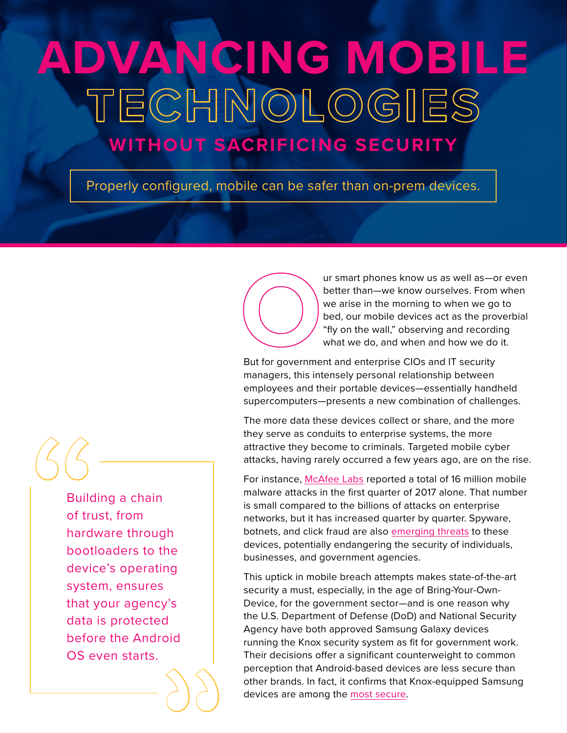# ADVANCING MOBILE TECHNOLOGIES

## WITHOUT SACRIFICING SECURITY

Properly configured, mobile can be safer than on-prem devices.

Our smart phones know us as well as—or even better than—we know ourselves. From when we arise in the morning to when we go to bed, our mobile devices act as the proverbial "fly on the wall," observing and recording what we do, and when and how we do it.

But for government and enterprise CIOs and IT security managers, this intensely personal relationship between employees and their portable devices—essentially handheld supercomputers—presents a new combination of challenges.

The more data these devices collect or share, and the more they serve as conduits to enterprise systems, the more attractive they become to criminals. Targeted mobile cyber attacks, having rarely occurred a few years ago, are on the rise.

For instance, McAfee Labs reported a total of 16 million mobile malware attacks in the first quarter of 2017 alone. That number is small compared to the billions of attacks on enterprise networks, but it has increased quarter by quarter. Spyware, botnets, and click fraud are also emerging threats to these devices, potentially endangering the security of individuals, businesses, and government agencies.

> "Building a chain of trust, from hardware through bootloaders to the device's operating system, ensures that your agency's data is protected before the Android OS even starts."

This uptick in mobile breach attempts makes state-of-the-art security a must, especially, in the age of Bring-Your-Own-Device, for the government sector—and is one reason why the U.S. Department of Defense (DoD) and National Security Agency have both approved Samsung Galaxy devices running the Knox security system as fit for government work. Their decisions offer a significant counterweight to common perception that Android-based devices are less secure than other brands. In fact, it confirms that Knox-equipped Samsung devices are among the most secure.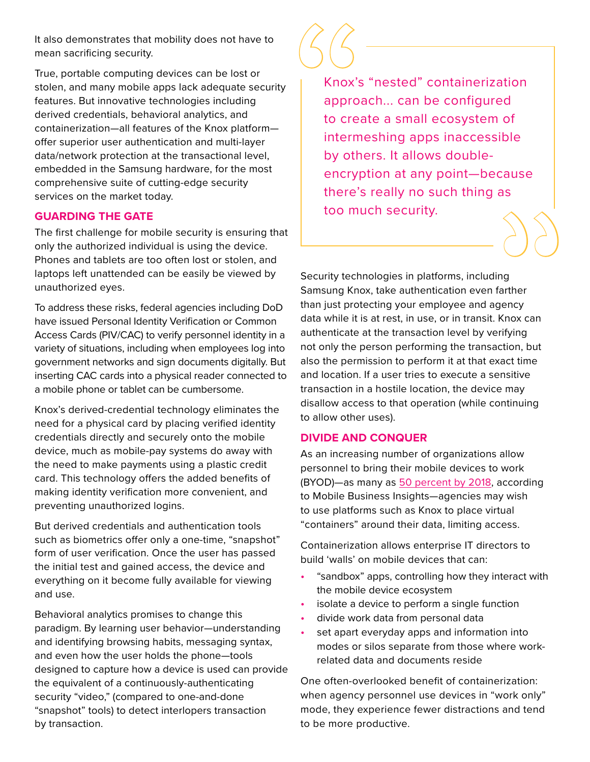It also demonstrates that mobility does not have to mean sacrificing security.

True, portable computing devices can be lost or stolen, and many mobile apps lack adequate security features. But innovative technologies including derived credentials, behavioral analytics, and containerization—all features of the Knox platform—offer superior user authentication and multi-layer data/network protection at the transactional level, embedded in the Samsung hardware, for the most comprehensive suite of cutting-edge security services on the market today.

## GUARDING THE GATE

The first challenge for mobile security is ensuring that only the authorized individual is using the device. Phones and tablets are too often lost or stolen, and laptops left unattended can be easily be viewed by unauthorized eyes.

To address these risks, federal agencies including DoD have issued Personal Identity Verification or Common Access Cards (PIV/CAC) to verify personnel identity in a variety of situations, including when employees log into government networks and sign documents digitally. But inserting CAC cards into a physical reader connected to a mobile phone or tablet can be cumbersome.

Knox's derived-credential technology eliminates the need for a physical card by placing verified identity credentials directly and securely onto the mobile device, much as mobile-pay systems do away with the need to make payments using a plastic credit card. This technology offers the added benefits of making identity verification more convenient, and preventing unauthorized logins.

But derived credentials and authentication tools such as biometrics offer only a one-time, "snapshot" form of user verification. Once the user has passed the initial test and gained access, the device and everything on it become fully available for viewing and use.

Behavioral analytics promises to change this paradigm. By learning user behavior—understanding and identifying browsing habits, messaging syntax, and even how the user holds the phone—tools designed to capture how a device is used can provide the equivalent of a continuously-authenticating security "video," (compared to one-and-done "snapshot" tools) to detect interlopers transaction by transaction.

> Knox's "nested" containerization approach... can be configured to create a small ecosystem of intermeshing apps inaccessible by others. It allows double-encryption at any point—because there's really no such thing as too much security.

Security technologies in platforms, including Samsung Knox, take authentication even farther than just protecting your employee and agency data while it is at rest, in use, or in transit. Knox can authenticate at the transaction level by verifying not only the person performing the transaction, but also the permission to perform it at that exact time and location. If a user tries to execute a sensitive transaction in a hostile location, the device may disallow access to that operation (while continuing to allow other uses).

## DIVIDE AND CONQUER

As an increasing number of organizations allow personnel to bring their mobile devices to work (BYOD)—as many as 50 percent by 2018, according to Mobile Business Insights—agencies may wish to use platforms such as Knox to place virtual "containers" around their data, limiting access.

Containerization allows enterprise IT directors to build 'walls' on mobile devices that can:

- "sandbox" apps, controlling how they interact with the mobile device ecosystem
- isolate a device to perform a single function
- divide work data from personal data
- set apart everyday apps and information into modes or silos separate from those where work-related data and documents reside

One often-overlooked benefit of containerization: when agency personnel use devices in "work only" mode, they experience fewer distractions and tend to be more productive.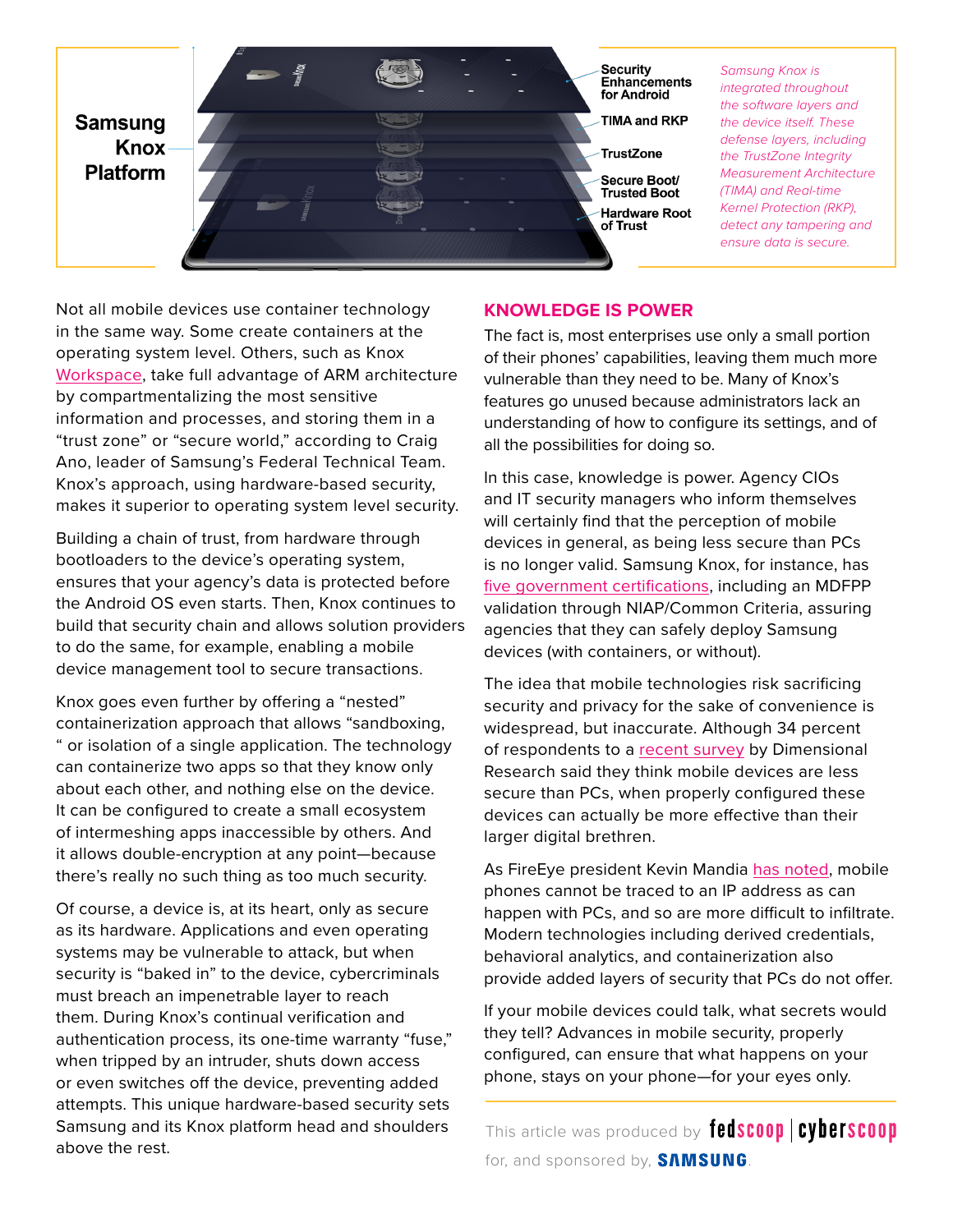**Samsung Knox Platform**

**Security Enhancements for Android**

**TIMA and RKP**

**TrustZone**

**Secure Boot/ Trusted Boot**

**Hardware Root of Trust**

*Samsung Knox is integrated throughout the software layers and the device itself. These defense layers, including the TrustZone Integrity Measurement Architecture (TIMA) and Real-time Kernel Protection (RKP), detect any tampering and ensure data is secure.*

Not all mobile devices use container technology in the same way. Some create containers at the operating system level. Others, such as Knox Workspace, take full advantage of ARM architecture by compartmentalizing the most sensitive information and processes, and storing them in a "trust zone" or "secure world," according to Craig Ano, leader of Samsung's Federal Technical Team. Knox's approach, using hardware-based security, makes it superior to operating system level security.

Building a chain of trust, from hardware through bootloaders to the device's operating system, ensures that your agency's data is protected before the Android OS even starts. Then, Knox continues to build that security chain and allows solution providers to do the same, for example, enabling a mobile device management tool to secure transactions.

Knox goes even further by offering a "nested" containerization approach that allows "sandboxing, " or isolation of a single application. The technology can containerize two apps so that they know only about each other, and nothing else on the device. It can be configured to create a small ecosystem of intermeshing apps inaccessible by others. And it allows double-encryption at any point—because there's really no such thing as too much security.

Of course, a device is, at its heart, only as secure as its hardware. Applications and even operating systems may be vulnerable to attack, but when security is "baked in" to the device, cybercriminals must breach an impenetrable layer to reach them. During Knox's continual verification and authentication process, its one-time warranty "fuse," when tripped by an intruder, shuts down access or even switches off the device, preventing added attempts. This unique hardware-based security sets Samsung and its Knox platform head and shoulders above the rest.

## KNOWLEDGE IS POWER

The fact is, most enterprises use only a small portion of their phones' capabilities, leaving them much more vulnerable than they need to be. Many of Knox's features go unused because administrators lack an understanding of how to configure its settings, and of all the possibilities for doing so.

In this case, knowledge is power. Agency CIOs and IT security managers who inform themselves will certainly find that the perception of mobile devices in general, as being less secure than PCs is no longer valid. Samsung Knox, for instance, has five government certifications, including an MDFPP validation through NIAP/Common Criteria, assuring agencies that they can safely deploy Samsung devices (with containers, or without).

The idea that mobile technologies risk sacrificing security and privacy for the sake of convenience is widespread, but inaccurate. Although 34 percent of respondents to a recent survey by Dimensional Research said they think mobile devices are less secure than PCs, when properly configured these devices can actually be more effective than their larger digital brethren.

As FireEye president Kevin Mandia has noted, mobile phones cannot be traced to an IP address as can happen with PCs, and so are more difficult to infiltrate. Modern technologies including derived credentials, behavioral analytics, and containerization also provide added layers of security that PCs do not offer.

If your mobile devices could talk, what secrets would they tell? Advances in mobile security, properly configured, can ensure that what happens on your phone, stays on your phone—for your eyes only.

This article was produced by fedscoop | cyberscoop for, and sponsored by, SAMSUNG.